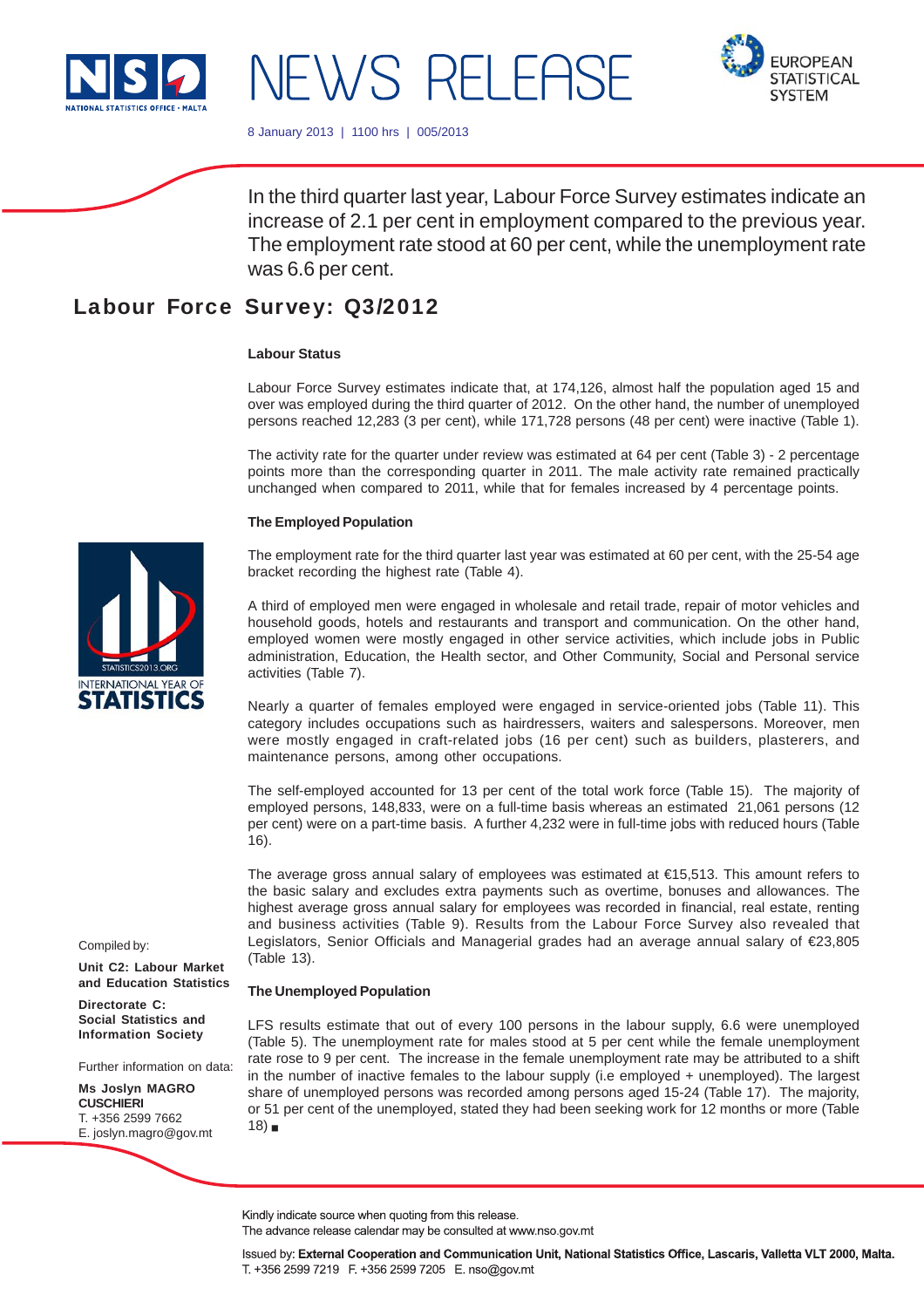# NEWS RELEASE

8 January 2013 | 1100 hrs | 005/2013

In the third quarter last year, Labour Force Survey estimates indicate an increase of 2.1 per cent in employment compared to the previous year. The employment rate stood at 60 per cent, while the unemployment rate was 6.6 per cent.

## Labour Force Survey: Q3/2012

### Labour Status

Labour Force Survey estimates indicate that, at 174,126, almost half the population aged 15 and over was employed during the third quarter of 2012. On the other hand, the number of unemployed persons reached 12,283 (3 per cent), while 171,728 persons (48 per cent) were inactive (Table 1).

The activity rate for the quarter under review was estimated at 64 per cent (Table 3) - 2 percentage points more than the corresponding quarter in 2011. The male activity rate remained practically unchanged when compared to 2011, while that for females increased by 4 percentage points.

### The Employed Population

The employment rate for the third quarter last year was estimated at 60 per cent, with the 25-54 age bracket recording the highest rate (Table 4).

A third of employed men were engaged in wholesale and retail trade, repair of motor vehicles and household goods, hotels and restaurants and transport and communication. On the other hand, employed women were mostly engaged in other service activities, which include jobs in Public administration, Education, the Health sector, and Other Community, Social and Personal service activities (Table 7).

Nearly a quarter of females employed were engaged in service-oriented jobs (Table 11). This category includes occupations such as hairdressers, waiters and salespersons. Moreover, men were mostly engaged in craft-related jobs (16 per cent) such as builders, plasterers, and maintenance persons, among other occupations.

The self-employed accounted for 13 per cent of the total work force (Table 15). The majority of employed persons, 148,833, were on a full-time basis whereas an estimated 21,061 persons (12 per cent) were on a part-time basis. A further 4,232 were in full-time jobs with reduced hours (Table 16).

The average gross annual salary of employees was estimated at €15,513. This amount refers to the basic salary and excludes extra payments such as overtime, bonuses and allowances. The highest average gross annual salary for employees was recorded in financial, real estate, renting and business activities (Table 9). Results from the Labour Force Survey also revealed that Legislators, Senior Officials and Managerial grades had an average annual salary of €23,805 (Table 13).

### The Unemployed Population

LFS results estimate that out of every 100 persons in the labour supply, 6.6 were unemployed (Table 5). The unemployment rate for males stood at 5 per cent while the female unemployment rate rose to 9 per cent. The increase in the female unemployment rate may be attributed to a shift in the number of inactive females to the labour supply (i.e employed + unemployed). The largest share of unemployed persons was recorded among persons aged 15-24 (Table 17). The majority, or 51 per cent of the unemployed, stated they had been seeking work for 12 months or more (Table 18) ■

Compiled by:

**Unit C2: Labour Market and Education Statistics**

**Directorate C: Social Statistics and Information Society**

Further information on data:

**Ms Joslyn MAGRO CUSCHIERI**
T. +356 2599 7662
E. joslyn.magro@gov.mt

Kindly indicate source when quoting from this release.
The advance release calendar may be consulted at www.nso.gov.mt

Issued by: **External Cooperation and Communication Unit, National Statistics Office, Lascaris, Valletta VLT 2000, Malta.**
T. +356 2599 7219 F. +356 2599 7205 E. nso@gov.mt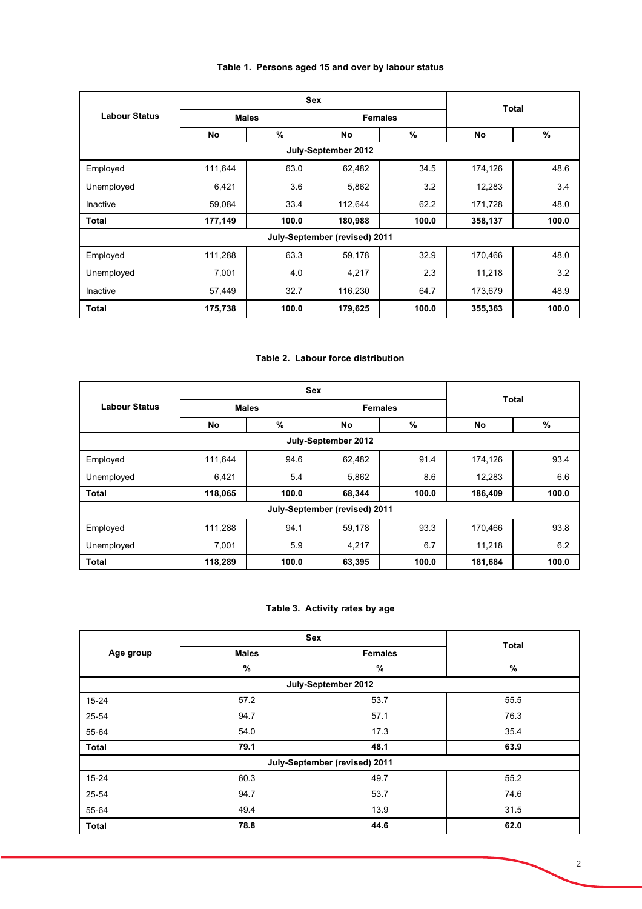**Table 1. Persons aged 15 and over by labour status**

| Labour Status | Sex | | | | Total | |
|---|---|---|---|---|---|---|
| | Males | | Females | | | |
| | No | % | No | % | No | % |
| **July-September 2012** | | | | | | |
| Employed | 111,644 | 63.0 | 62,482 | 34.5 | 174,126 | 48.6 |
| Unemployed | 6,421 | 3.6 | 5,862 | 3.2 | 12,283 | 3.4 |
| Inactive | 59,084 | 33.4 | 112,644 | 62.2 | 171,728 | 48.0 |
| **Total** | **177,149** | **100.0** | **180,988** | **100.0** | **358,137** | **100.0** |
| **July-September (revised) 2011** | | | | | | |
| Employed | 111,288 | 63.3 | 59,178 | 32.9 | 170,466 | 48.0 |
| Unemployed | 7,001 | 4.0 | 4,217 | 2.3 | 11,218 | 3.2 |
| Inactive | 57,449 | 32.7 | 116,230 | 64.7 | 173,679 | 48.9 |
| **Total** | **175,738** | **100.0** | **179,625** | **100.0** | **355,363** | **100.0** |

**Table 2. Labour force distribution**

| Labour Status | Sex | | | | Total | |
|---|---|---|---|---|---|---|
| | Males | | Females | | | |
| | No | % | No | % | No | % |
| **July-September 2012** | | | | | | |
| Employed | 111,644 | 94.6 | 62,482 | 91.4 | 174,126 | 93.4 |
| Unemployed | 6,421 | 5.4 | 5,862 | 8.6 | 12,283 | 6.6 |
| **Total** | **118,065** | **100.0** | **68,344** | **100.0** | **186,409** | **100.0** |
| **July-September (revised) 2011** | | | | | | |
| Employed | 111,288 | 94.1 | 59,178 | 93.3 | 170,466 | 93.8 |
| Unemployed | 7,001 | 5.9 | 4,217 | 6.7 | 11,218 | 6.2 |
| **Total** | **118,289** | **100.0** | **63,395** | **100.0** | **181,684** | **100.0** |

**Table 3. Activity rates by age**

| Age group | Sex | | Total |
|---|---|---|---|
| | Males | Females | |
| | % | % | % |
| **July-September 2012** | | | |
| 15-24 | 57.2 | 53.7 | 55.5 |
| 25-54 | 94.7 | 57.1 | 76.3 |
| 55-64 | 54.0 | 17.3 | 35.4 |
| **Total** | **79.1** | **48.1** | **63.9** |
| **July-September (revised) 2011** | | | |
| 15-24 | 60.3 | 49.7 | 55.2 |
| 25-54 | 94.7 | 53.7 | 74.6 |
| 55-64 | 49.4 | 13.9 | 31.5 |
| **Total** | **78.8** | **44.6** | **62.0** |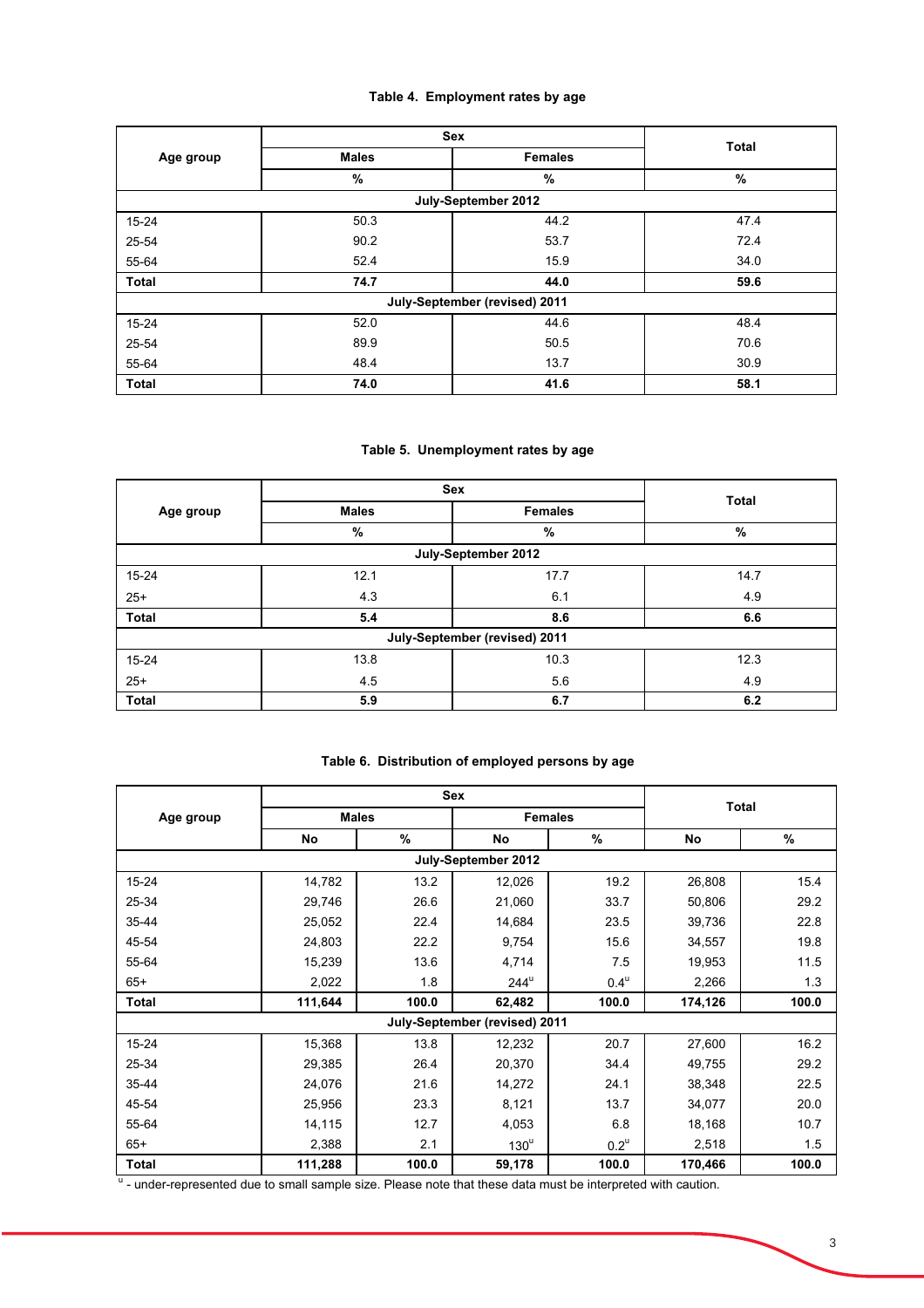### Table 4. Employment rates by age

| Age group | Sex | | Total |
|---|---|---|---|
| | Males | Females | |
| | % | % | % |
| **July-September 2012** | | | |
| 15-24 | 50.3 | 44.2 | 47.4 |
| 25-54 | 90.2 | 53.7 | 72.4 |
| 55-64 | 52.4 | 15.9 | 34.0 |
| **Total** | **74.7** | **44.0** | **59.6** |
| **July-September (revised) 2011** | | | |
| 15-24 | 52.0 | 44.6 | 48.4 |
| 25-54 | 89.9 | 50.5 | 70.6 |
| 55-64 | 48.4 | 13.7 | 30.9 |
| **Total** | **74.0** | **41.6** | **58.1** |

### Table 5. Unemployment rates by age

| Age group | Sex | | Total |
|---|---|---|---|
| | Males | Females | |
| | % | % | % |
| **July-September 2012** | | | |
| 15-24 | 12.1 | 17.7 | 14.7 |
| 25+ | 4.3 | 6.1 | 4.9 |
| **Total** | **5.4** | **8.6** | **6.6** |
| **July-September (revised) 2011** | | | |
| 15-24 | 13.8 | 10.3 | 12.3 |
| 25+ | 4.5 | 5.6 | 4.9 |
| **Total** | **5.9** | **6.7** | **6.2** |

### Table 6. Distribution of employed persons by age

| Age group | Sex | | | | Total | |
|---|---|---|---|---|---|---|
| | Males | | Females | | | |
| | No | % | No | % | No | % |
| **July-September 2012** | | | | | | |
| 15-24 | 14,782 | 13.2 | 12,026 | 19.2 | 26,808 | 15.4 |
| 25-34 | 29,746 | 26.6 | 21,060 | 33.7 | 50,806 | 29.2 |
| 35-44 | 25,052 | 22.4 | 14,684 | 23.5 | 39,736 | 22.8 |
| 45-54 | 24,803 | 22.2 | 9,754 | 15.6 | 34,557 | 19.8 |
| 55-64 | 15,239 | 13.6 | 4,714 | 7.5 | 19,953 | 11.5 |
| 65+ | 2,022 | 1.8 | 244[u] | 0.4[u] | 2,266 | 1.3 |
| **Total** | **111,644** | **100.0** | **62,482** | **100.0** | **174,126** | **100.0** |
| **July-September (revised) 2011** | | | | | | |
| 15-24 | 15,368 | 13.8 | 12,232 | 20.7 | 27,600 | 16.2 |
| 25-34 | 29,385 | 26.4 | 20,370 | 34.4 | 49,755 | 29.2 |
| 35-44 | 24,076 | 21.6 | 14,272 | 24.1 | 38,348 | 22.5 |
| 45-54 | 25,956 | 23.3 | 8,121 | 13.7 | 34,077 | 20.0 |
| 55-64 | 14,115 | 12.7 | 4,053 | 6.8 | 18,168 | 10.7 |
| 65+ | 2,388 | 2.1 | 130[u] | 0.2[u] | 2,518 | 1.5 |
| **Total** | **111,288** | **100.0** | **59,178** | **100.0** | **170,466** | **100.0** |

[u] - under-represented due to small sample size. Please note that these data must be interpreted with caution.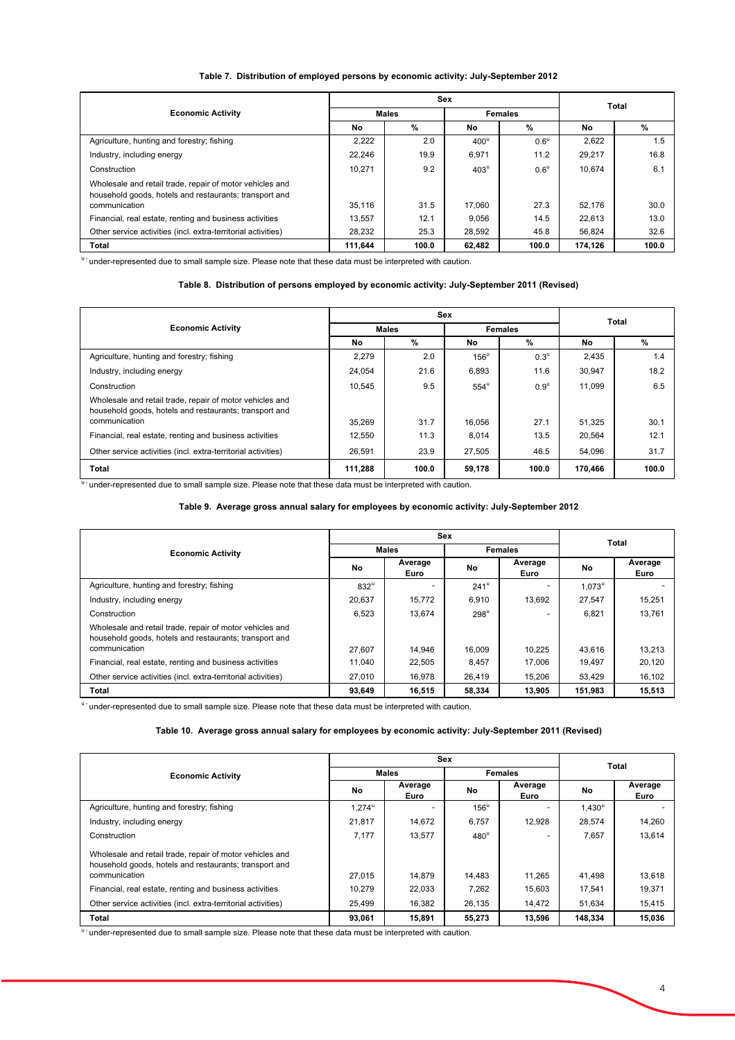**Table 7. Distribution of employed persons by economic activity: July-September 2012**

| Economic Activity | Sex | | | | Total | |
|---|---|---|---|---|---|---|
| | Males | | Females | | | |
| | No | % | No | % | No | % |
| Agriculture, hunting and forestry; fishing | 2,222 | 2.0 | 400[u] | 0.6[u] | 2,622 | 1.5 |
| Industry, including energy | 22,246 | 19.9 | 6,971 | 11.2 | 29,217 | 16.8 |
| Construction | 10,271 | 9.2 | 403[u] | 0.6[u] | 10,674 | 6.1 |
| Wholesale and retail trade, repair of motor vehicles and household goods, hotels and restaurants; transport and communication | 35,116 | 31.5 | 17,060 | 27.3 | 52,176 | 30.0 |
| Financial, real estate, renting and business activities | 13,557 | 12.1 | 9,056 | 14.5 | 22,613 | 13.0 |
| Other service activities (incl. extra-territorial activities) | 28,232 | 25.3 | 28,592 | 45.8 | 56,824 | 32.6 |
| **Total** | **111,644** | **100.0** | **62,482** | **100.0** | **174,126** | **100.0** |

[u] - under-represented due to small sample size. Please note that these data must be interpreted with caution.

**Table 8. Distribution of persons employed by economic activity: July-September 2011 (Revised)**

| Economic Activity | Sex | | | | Total | |
|---|---|---|---|---|---|---|
| | Males | | Females | | | |
| | No | % | No | % | No | % |
| Agriculture, hunting and forestry; fishing | 2,279 | 2.0 | 156[u] | 0.3[u] | 2,435 | 1.4 |
| Industry, including energy | 24,054 | 21.6 | 6,893 | 11.6 | 30,947 | 18.2 |
| Construction | 10,545 | 9.5 | 554[u] | 0.9[u] | 11,099 | 6.5 |
| Wholesale and retail trade, repair of motor vehicles and household goods, hotels and restaurants; transport and communication | 35,269 | 31.7 | 16,056 | 27.1 | 51,325 | 30.1 |
| Financial, real estate, renting and business activities | 12,550 | 11.3 | 8,014 | 13.5 | 20,564 | 12.1 |
| Other service activities (incl. extra-territorial activities) | 26,591 | 23.9 | 27,505 | 46.5 | 54,096 | 31.7 |
| **Total** | **111,288** | **100.0** | **59,178** | **100.0** | **170,466** | **100.0** |

[u] - under-represented due to small sample size. Please note that these data must be interpreted with caution.

**Table 9. Average gross annual salary for employees by economic activity: July-September 2012**

| Economic Activity | Sex | | | | Total | |
|---|---|---|---|---|---|---|
| | Males | | Females | | | |
| | No | Average Euro | No | Average Euro | No | Average Euro |
| Agriculture, hunting and forestry; fishing | 832[u] | - | 241[u] | - | 1,073[u] | - |
| Industry, including energy | 20,637 | 15,772 | 6,910 | 13,692 | 27,547 | 15,251 |
| Construction | 6,523 | 13,674 | 298[u] | - | 6,821 | 13,761 |
| Wholesale and retail trade, repair of motor vehicles and household goods, hotels and restaurants; transport and communication | 27,607 | 14,946 | 16,009 | 10,225 | 43,616 | 13,213 |
| Financial, real estate, renting and business activities | 11,040 | 22,505 | 8,457 | 17,006 | 19,497 | 20,120 |
| Other service activities (incl. extra-territorial activities) | 27,010 | 16,978 | 26,419 | 15,206 | 53,429 | 16,102 |
| **Total** | **93,649** | **16,515** | **58,334** | **13,905** | **151,983** | **15,513** |

[u] - under-represented due to small sample size. Please note that these data must be interpreted with caution.

**Table 10. Average gross annual salary for employees by economic activity: July-September 2011 (Revised)**

| Economic Activity | Sex | | | | Total | |
|---|---|---|---|---|---|---|
| | Males | | Females | | | |
| | No | Average Euro | No | Average Euro | No | Average Euro |
| Agriculture, hunting and forestry; fishing | 1,274[u] | - | 156[u] | - | 1,430[u] | - |
| Industry, including energy | 21,817 | 14,672 | 6,757 | 12,928 | 28,574 | 14,260 |
| Construction | 7,177 | 13,577 | 480[u] | - | 7,657 | 13,614 |
| Wholesale and retail trade, repair of motor vehicles and household goods, hotels and restaurants; transport and communication | 27,015 | 14,879 | 14,483 | 11,265 | 41,498 | 13,618 |
| Financial, real estate, renting and business activities | 10,279 | 22,033 | 7,262 | 15,603 | 17,541 | 19,371 |
| Other service activities (incl. extra-territorial activities) | 25,499 | 16,382 | 26,135 | 14,472 | 51,634 | 15,415 |
| **Total** | **93,061** | **15,891** | **55,273** | **13,596** | **148,334** | **15,036** |

[u] - under-represented due to small sample size. Please note that these data must be interpreted with caution.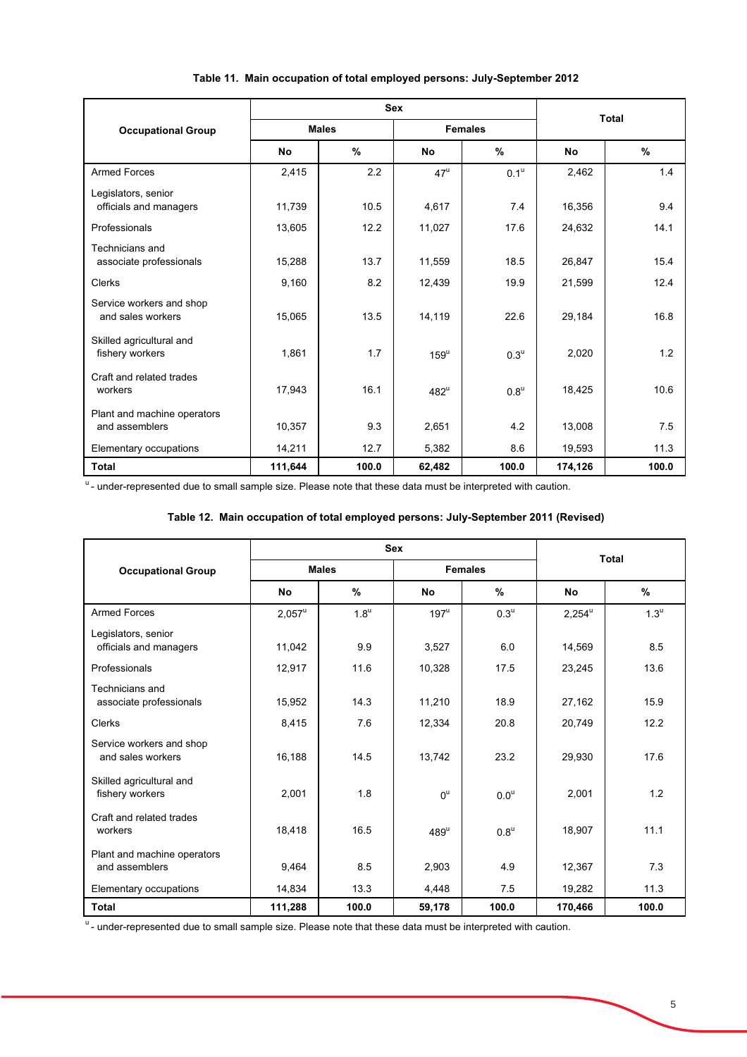**Table 11. Main occupation of total employed persons: July-September 2012**

| Occupational Group | Sex | | | | Total | |
|---|---|---|---|---|---|---|
| | Males | | Females | | | |
| | No | % | No | % | No | % |
| Armed Forces | 2,415 | 2.2 | 47[u] | 0.1[u] | 2,462 | 1.4 |
| Legislators, senior officials and managers | 11,739 | 10.5 | 4,617 | 7.4 | 16,356 | 9.4 |
| Professionals | 13,605 | 12.2 | 11,027 | 17.6 | 24,632 | 14.1 |
| Technicians and associate professionals | 15,288 | 13.7 | 11,559 | 18.5 | 26,847 | 15.4 |
| Clerks | 9,160 | 8.2 | 12,439 | 19.9 | 21,599 | 12.4 |
| Service workers and shop and sales workers | 15,065 | 13.5 | 14,119 | 22.6 | 29,184 | 16.8 |
| Skilled agricultural and fishery workers | 1,861 | 1.7 | 159[u] | 0.3[u] | 2,020 | 1.2 |
| Craft and related trades workers | 17,943 | 16.1 | 482[u] | 0.8[u] | 18,425 | 10.6 |
| Plant and machine operators and assemblers | 10,357 | 9.3 | 2,651 | 4.2 | 13,008 | 7.5 |
| Elementary occupations | 14,211 | 12.7 | 5,382 | 8.6 | 19,593 | 11.3 |
| **Total** | **111,644** | **100.0** | **62,482** | **100.0** | **174,126** | **100.0** |

[u] - under-represented due to small sample size. Please note that these data must be interpreted with caution.

**Table 12. Main occupation of total employed persons: July-September 2011 (Revised)**

| Occupational Group | Sex | | | | Total | |
|---|---|---|---|---|---|---|
| | Males | | Females | | | |
| | No | % | No | % | No | % |
| Armed Forces | 2,057[u] | 1.8[u] | 197[u] | 0.3[u] | 2,254[u] | 1.3[u] |
| Legislators, senior officials and managers | 11,042 | 9.9 | 3,527 | 6.0 | 14,569 | 8.5 |
| Professionals | 12,917 | 11.6 | 10,328 | 17.5 | 23,245 | 13.6 |
| Technicians and associate professionals | 15,952 | 14.3 | 11,210 | 18.9 | 27,162 | 15.9 |
| Clerks | 8,415 | 7.6 | 12,334 | 20.8 | 20,749 | 12.2 |
| Service workers and shop and sales workers | 16,188 | 14.5 | 13,742 | 23.2 | 29,930 | 17.6 |
| Skilled agricultural and fishery workers | 2,001 | 1.8 | 0[u] | 0.0[u] | 2,001 | 1.2 |
| Craft and related trades workers | 18,418 | 16.5 | 489[u] | 0.8[u] | 18,907 | 11.1 |
| Plant and machine operators and assemblers | 9,464 | 8.5 | 2,903 | 4.9 | 12,367 | 7.3 |
| Elementary occupations | 14,834 | 13.3 | 4,448 | 7.5 | 19,282 | 11.3 |
| **Total** | **111,288** | **100.0** | **59,178** | **100.0** | **170,466** | **100.0** |

[u] - under-represented due to small sample size. Please note that these data must be interpreted with caution.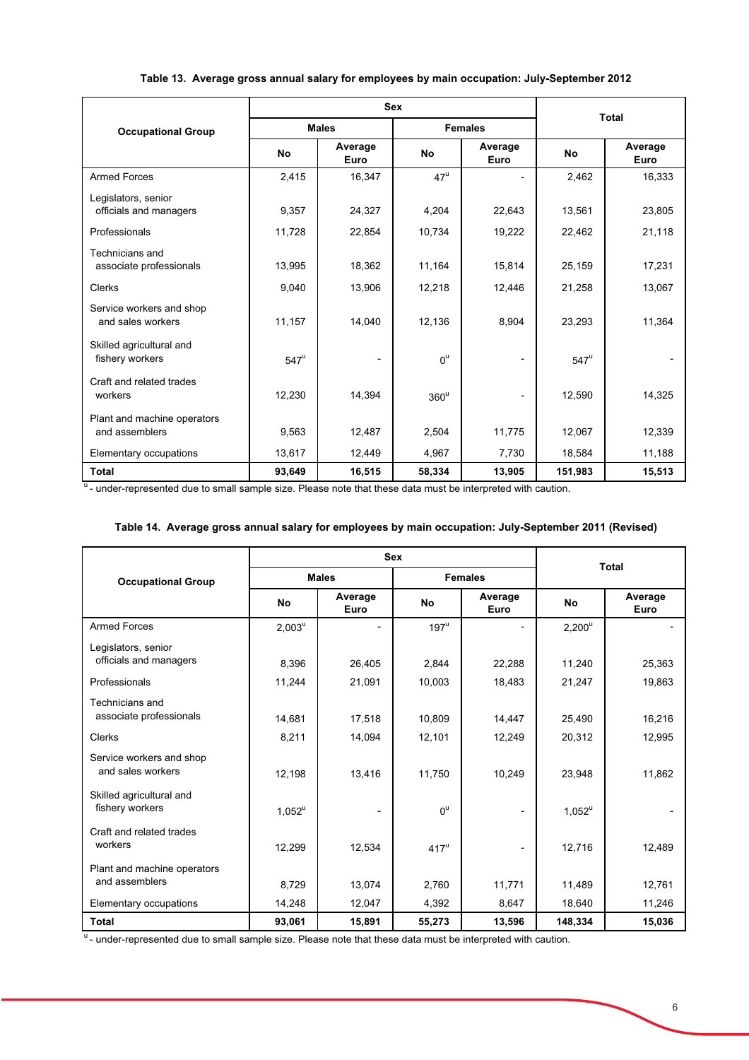**Table 13. Average gross annual salary for employees by main occupation: July-September 2012**

| Occupational Group | Sex | | | | Total | |
|---|---|---|---|---|---|---|
| | Males | | Females | | | |
| | No | Average Euro | No | Average Euro | No | Average Euro |
| Armed Forces | 2,415 | 16,347 | 47[u] | - | 2,462 | 16,333 |
| Legislators, senior officials and managers | 9,357 | 24,327 | 4,204 | 22,643 | 13,561 | 23,805 |
| Professionals | 11,728 | 22,854 | 10,734 | 19,222 | 22,462 | 21,118 |
| Technicians and associate professionals | 13,995 | 18,362 | 11,164 | 15,814 | 25,159 | 17,231 |
| Clerks | 9,040 | 13,906 | 12,218 | 12,446 | 21,258 | 13,067 |
| Service workers and shop and sales workers | 11,157 | 14,040 | 12,136 | 8,904 | 23,293 | 11,364 |
| Skilled agricultural and fishery workers | 547[u] | - | 0[u] | - | 547[u] | - |
| Craft and related trades workers | 12,230 | 14,394 | 360[u] | - | 12,590 | 14,325 |
| Plant and machine operators and assemblers | 9,563 | 12,487 | 2,504 | 11,775 | 12,067 | 12,339 |
| Elementary occupations | 13,617 | 12,449 | 4,967 | 7,730 | 18,584 | 11,188 |
| **Total** | **93,649** | **16,515** | **58,334** | **13,905** | **151,983** | **15,513** |

[u] - under-represented due to small sample size. Please note that these data must be interpreted with caution.

**Table 14. Average gross annual salary for employees by main occupation: July-September 2011 (Revised)**

| Occupational Group | Sex | | | | Total | |
|---|---|---|---|---|---|---|
| | Males | | Females | | | |
| | No | Average Euro | No | Average Euro | No | Average Euro |
| Armed Forces | 2,003[u] | - | 197[u] | - | 2,200[u] | - |
| Legislators, senior officials and managers | 8,396 | 26,405 | 2,844 | 22,288 | 11,240 | 25,363 |
| Professionals | 11,244 | 21,091 | 10,003 | 18,483 | 21,247 | 19,863 |
| Technicians and associate professionals | 14,681 | 17,518 | 10,809 | 14,447 | 25,490 | 16,216 |
| Clerks | 8,211 | 14,094 | 12,101 | 12,249 | 20,312 | 12,995 |
| Service workers and shop and sales workers | 12,198 | 13,416 | 11,750 | 10,249 | 23,948 | 11,862 |
| Skilled agricultural and fishery workers | 1,052[u] | - | 0[u] | - | 1,052[u] | - |
| Craft and related trades workers | 12,299 | 12,534 | 417[u] | - | 12,716 | 12,489 |
| Plant and machine operators and assemblers | 8,729 | 13,074 | 2,760 | 11,771 | 11,489 | 12,761 |
| Elementary occupations | 14,248 | 12,047 | 4,392 | 8,647 | 18,640 | 11,246 |
| **Total** | **93,061** | **15,891** | **55,273** | **13,596** | **148,334** | **15,036** |

[u] - under-represented due to small sample size. Please note that these data must be interpreted with caution.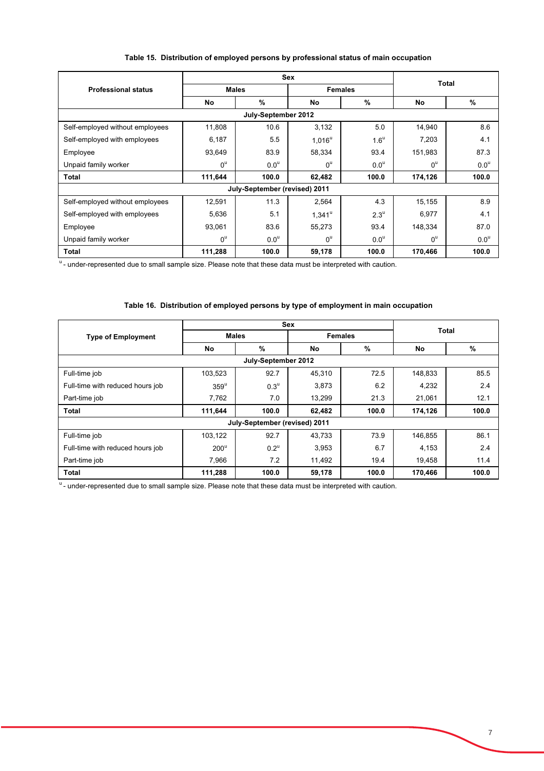**Table 15. Distribution of employed persons by professional status of main occupation**

| Professional status | Sex | | | | Total | |
|---|---|---|---|---|---|---|
| | Males | | Females | | | |
| | No | % | No | % | No | % |
| **July-September 2012** | | | | | | |
| Self-employed without employees | 11,808 | 10.6 | 3,132 | 5.0 | 14,940 | 8.6 |
| Self-employed with employees | 6,187 | 5.5 | 1,016[u] | 1.6[u] | 7,203 | 4.1 |
| Employee | 93,649 | 83.9 | 58,334 | 93.4 | 151,983 | 87.3 |
| Unpaid family worker | 0[u] | 0.0[u] | 0[u] | 0.0[u] | 0[u] | 0.0[u] |
| **Total** | **111,644** | **100.0** | **62,482** | **100.0** | **174,126** | **100.0** |
| **July-September (revised) 2011** | | | | | | |
| Self-employed without employees | 12,591 | 11.3 | 2,564 | 4.3 | 15,155 | 8.9 |
| Self-employed with employees | 5,636 | 5.1 | 1,341[u] | 2.3[u] | 6,977 | 4.1 |
| Employee | 93,061 | 83.6 | 55,273 | 93.4 | 148,334 | 87.0 |
| Unpaid family worker | 0[u] | 0.0[u] | 0[u] | 0.0[u] | 0[u] | 0.0[u] |
| **Total** | **111,288** | **100.0** | **59,178** | **100.0** | **170,466** | **100.0** |

[u] - under-represented due to small sample size. Please note that these data must be interpreted with caution.

**Table 16. Distribution of employed persons by type of employment in main occupation**

| Type of Employment | Sex | | | | Total | |
|---|---|---|---|---|---|---|
| | Males | | Females | | | |
| | No | % | No | % | No | % |
| **July-September 2012** | | | | | | |
| Full-time job | 103,523 | 92.7 | 45,310 | 72.5 | 148,833 | 85.5 |
| Full-time with reduced hours job | 359[u] | 0.3[u] | 3,873 | 6.2 | 4,232 | 2.4 |
| Part-time job | 7,762 | 7.0 | 13,299 | 21.3 | 21,061 | 12.1 |
| **Total** | **111,644** | **100.0** | **62,482** | **100.0** | **174,126** | **100.0** |
| **July-September (revised) 2011** | | | | | | |
| Full-time job | 103,122 | 92.7 | 43,733 | 73.9 | 146,855 | 86.1 |
| Full-time with reduced hours job | 200[u] | 0.2[u] | 3,953 | 6.7 | 4,153 | 2.4 |
| Part-time job | 7,966 | 7.2 | 11,492 | 19.4 | 19,458 | 11.4 |
| **Total** | **111,288** | **100.0** | **59,178** | **100.0** | **170,466** | **100.0** |

[u] - under-represented due to small sample size. Please note that these data must be interpreted with caution.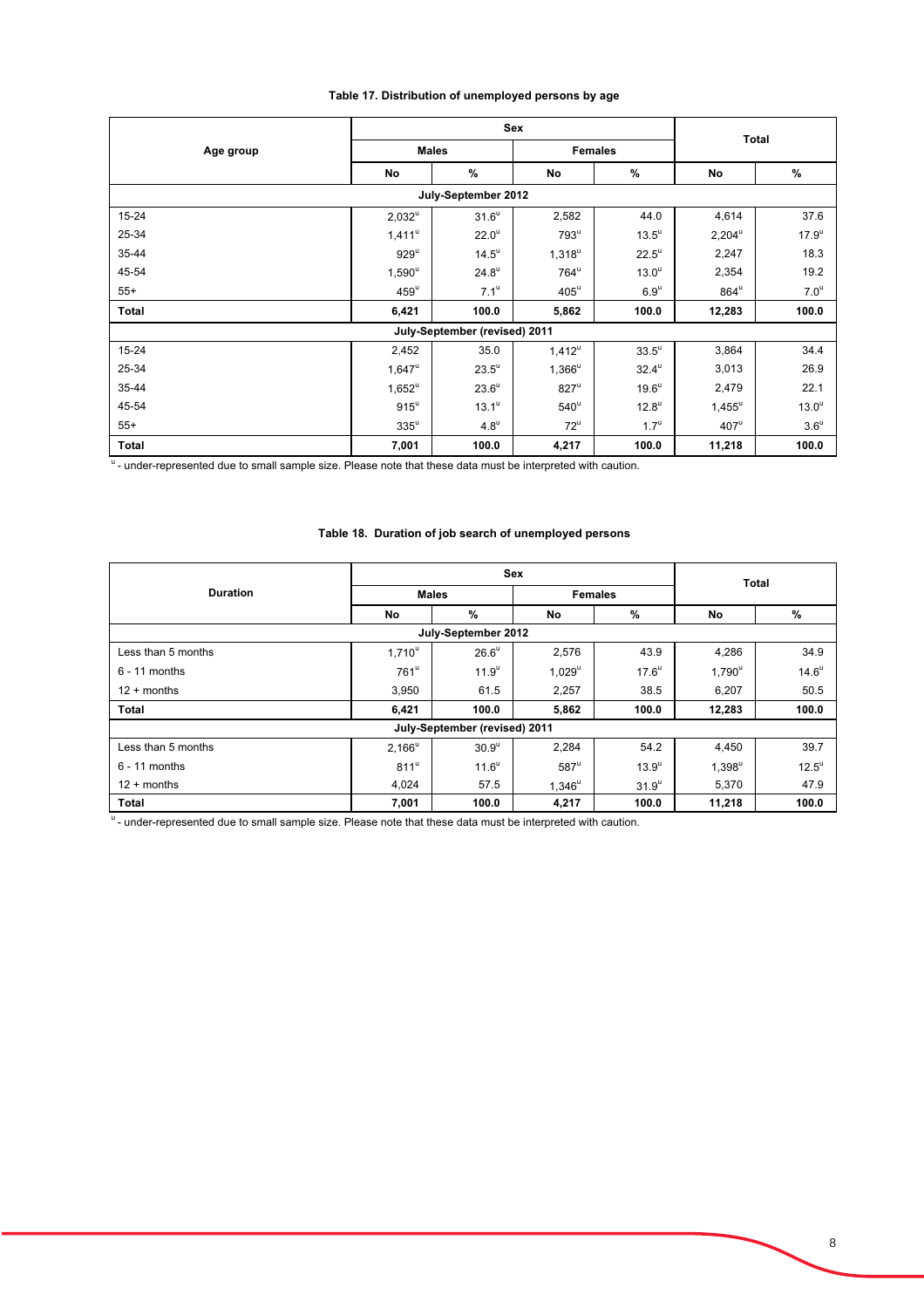**Table 17. Distribution of unemployed persons by age**

| Age group | Sex | | | | Total | |
|---|---|---|---|---|---|---|
| | Males | | Females | | | |
| | No | % | No | % | No | % |
| **July-September 2012** | | | | | | |
| 15-24 | 2,032[u] | 31.6[u] | 2,582 | 44.0 | 4,614 | 37.6 |
| 25-34 | 1,411[u] | 22.0[u] | 793[u] | 13.5[u] | 2,204[u] | 17.9[u] |
| 35-44 | 929[u] | 14.5[u] | 1,318[u] | 22.5[u] | 2,247 | 18.3 |
| 45-54 | 1,590[u] | 24.8[u] | 764[u] | 13.0[u] | 2,354 | 19.2 |
| 55+ | 459[u] | 7.1[u] | 405[u] | 6.9[u] | 864[u] | 7.0[u] |
| **Total** | **6,421** | **100.0** | **5,862** | **100.0** | **12,283** | **100.0** |
| **July-September (revised) 2011** | | | | | | |
| 15-24 | 2,452 | 35.0 | 1,412[u] | 33.5[u] | 3,864 | 34.4 |
| 25-34 | 1,647[u] | 23.5[u] | 1,366[u] | 32.4[u] | 3,013 | 26.9 |
| 35-44 | 1,652[u] | 23.6[u] | 827[u] | 19.6[u] | 2,479 | 22.1 |
| 45-54 | 915[u] | 13.1[u] | 540[u] | 12.8[u] | 1,455[u] | 13.0[u] |
| 55+ | 335[u] | 4.8[u] | 72[u] | 1.7[u] | 407[u] | 3.6[u] |
| **Total** | **7,001** | **100.0** | **4,217** | **100.0** | **11,218** | **100.0** |

[u] - under-represented due to small sample size. Please note that these data must be interpreted with caution.

**Table 18. Duration of job search of unemployed persons**

| Duration | Sex | | | | Total | |
|---|---|---|---|---|---|---|
| | Males | | Females | | | |
| | No | % | No | % | No | % |
| **July-September 2012** | | | | | | |
| Less than 5 months | 1,710[u] | 26.6[u] | 2,576 | 43.9 | 4,286 | 34.9 |
| 6 - 11 months | 761[u] | 11.9[u] | 1,029[u] | 17.6[u] | 1,790[u] | 14.6[u] |
| 12 + months | 3,950 | 61.5 | 2,257 | 38.5 | 6,207 | 50.5 |
| **Total** | **6,421** | **100.0** | **5,862** | **100.0** | **12,283** | **100.0** |
| **July-September (revised) 2011** | | | | | | |
| Less than 5 months | 2,166[u] | 30.9[u] | 2,284 | 54.2 | 4,450 | 39.7 |
| 6 - 11 months | 811[u] | 11.6[u] | 587[u] | 13.9[u] | 1,398[u] | 12.5[u] |
| 12 + months | 4,024 | 57.5 | 1,346[u] | 31.9[u] | 5,370 | 47.9 |
| **Total** | **7,001** | **100.0** | **4,217** | **100.0** | **11,218** | **100.0** |

[u] - under-represented due to small sample size. Please note that these data must be interpreted with caution.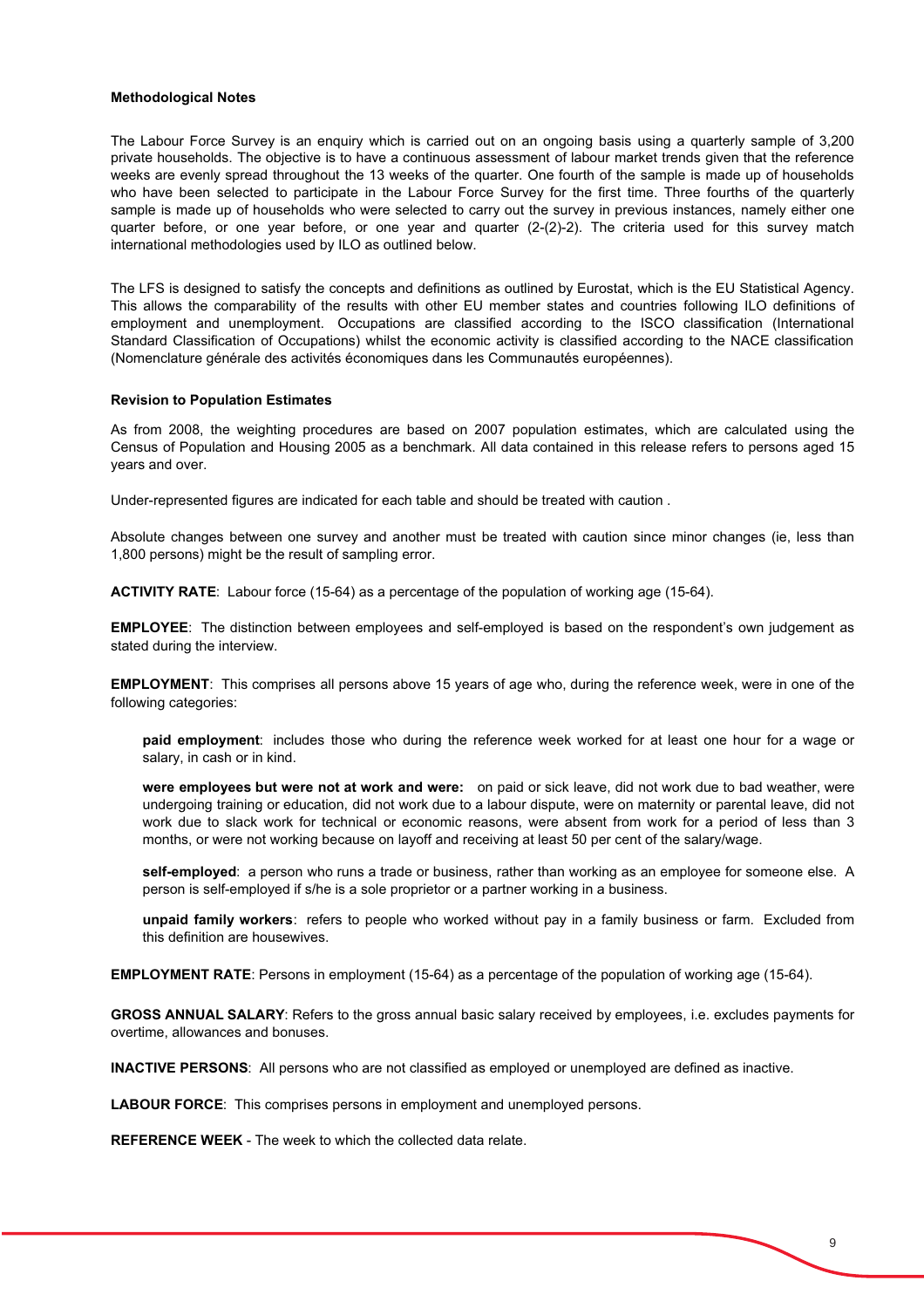**Methodological Notes**

The Labour Force Survey is an enquiry which is carried out on an ongoing basis using a quarterly sample of 3,200 private households. The objective is to have a continuous assessment of labour market trends given that the reference weeks are evenly spread throughout the 13 weeks of the quarter. One fourth of the sample is made up of households who have been selected to participate in the Labour Force Survey for the first time. Three fourths of the quarterly sample is made up of households who were selected to carry out the survey in previous instances, namely either one quarter before, or one year before, or one year and quarter (2-(2)-2). The criteria used for this survey match international methodologies used by ILO as outlined below.

The LFS is designed to satisfy the concepts and definitions as outlined by Eurostat, which is the EU Statistical Agency. This allows the comparability of the results with other EU member states and countries following ILO definitions of employment and unemployment. Occupations are classified according to the ISCO classification (International Standard Classification of Occupations) whilst the economic activity is classified according to the NACE classification (Nomenclature générale des activités économiques dans les Communautés européennes).

**Revision to Population Estimates**

As from 2008, the weighting procedures are based on 2007 population estimates, which are calculated using the Census of Population and Housing 2005 as a benchmark. All data contained in this release refers to persons aged 15 years and over.

Under-represented figures are indicated for each table and should be treated with caution .

Absolute changes between one survey and another must be treated with caution since minor changes (ie, less than 1,800 persons) might be the result of sampling error.

**ACTIVITY RATE**: Labour force (15-64) as a percentage of the population of working age (15-64).

**EMPLOYEE**: The distinction between employees and self-employed is based on the respondent's own judgement as stated during the interview.

**EMPLOYMENT**: This comprises all persons above 15 years of age who, during the reference week, were in one of the following categories:

> **paid employment**: includes those who during the reference week worked for at least one hour for a wage or salary, in cash or in kind.
>
> **were employees but were not at work and were:** on paid or sick leave, did not work due to bad weather, were undergoing training or education, did not work due to a labour dispute, were on maternity or parental leave, did not work due to slack work for technical or economic reasons, were absent from work for a period of less than 3 months, or were not working because on layoff and receiving at least 50 per cent of the salary/wage.
>
> **self-employed**: a person who runs a trade or business, rather than working as an employee for someone else. A person is self-employed if s/he is a sole proprietor or a partner working in a business.
>
> **unpaid family workers**: refers to people who worked without pay in a family business or farm. Excluded from this definition are housewives.

**EMPLOYMENT RATE**: Persons in employment (15-64) as a percentage of the population of working age (15-64).

**GROSS ANNUAL SALARY**: Refers to the gross annual basic salary received by employees, i.e. excludes payments for overtime, allowances and bonuses.

**INACTIVE PERSONS**: All persons who are not classified as employed or unemployed are defined as inactive.

**LABOUR FORCE**: This comprises persons in employment and unemployed persons.

**REFERENCE WEEK** - The week to which the collected data relate.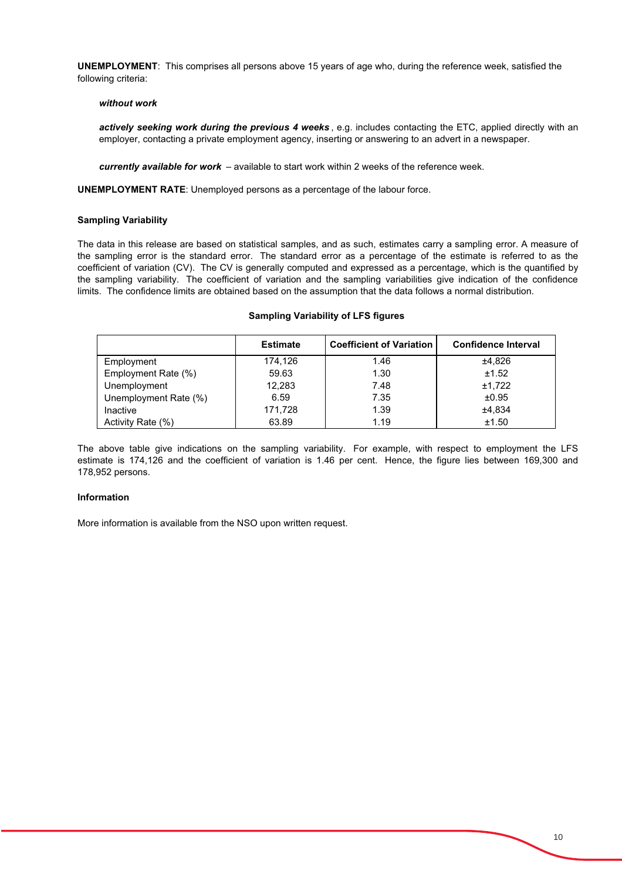**UNEMPLOYMENT**: This comprises all persons above 15 years of age who, during the reference week, satisfied the following criteria:

> ***without work***
>
> ***actively seeking work during the previous 4 weeks***, e.g. includes contacting the ETC, applied directly with an employer, contacting a private employment agency, inserting or answering to an advert in a newspaper.
>
> ***currently available for work*** – available to start work within 2 weeks of the reference week.

**UNEMPLOYMENT RATE**: Unemployed persons as a percentage of the labour force.

**Sampling Variability**

The data in this release are based on statistical samples, and as such, estimates carry a sampling error. A measure of the sampling error is the standard error. The standard error as a percentage of the estimate is referred to as the coefficient of variation (CV). The CV is generally computed and expressed as a percentage, which is the quantified by the sampling variability. The coefficient of variation and the sampling variabilities give indication of the confidence limits. The confidence limits are obtained based on the assumption that the data follows a normal distribution.

**Sampling Variability of LFS figures**

| | Estimate | Coefficient of Variation | Confidence Interval |
|---|---|---|---|
| Employment | 174,126 | 1.46 | ±4,826 |
| Employment Rate (%) | 59.63 | 1.30 | ±1.52 |
| Unemployment | 12,283 | 7.48 | ±1,722 |
| Unemployment Rate (%) | 6.59 | 7.35 | ±0.95 |
| Inactive | 171,728 | 1.39 | ±4,834 |
| Activity Rate (%) | 63.89 | 1.19 | ±1.50 |

The above table give indications on the sampling variability. For example, with respect to employment the LFS estimate is 174,126 and the coefficient of variation is 1.46 per cent. Hence, the figure lies between 169,300 and 178,952 persons.

**Information**

More information is available from the NSO upon written request.